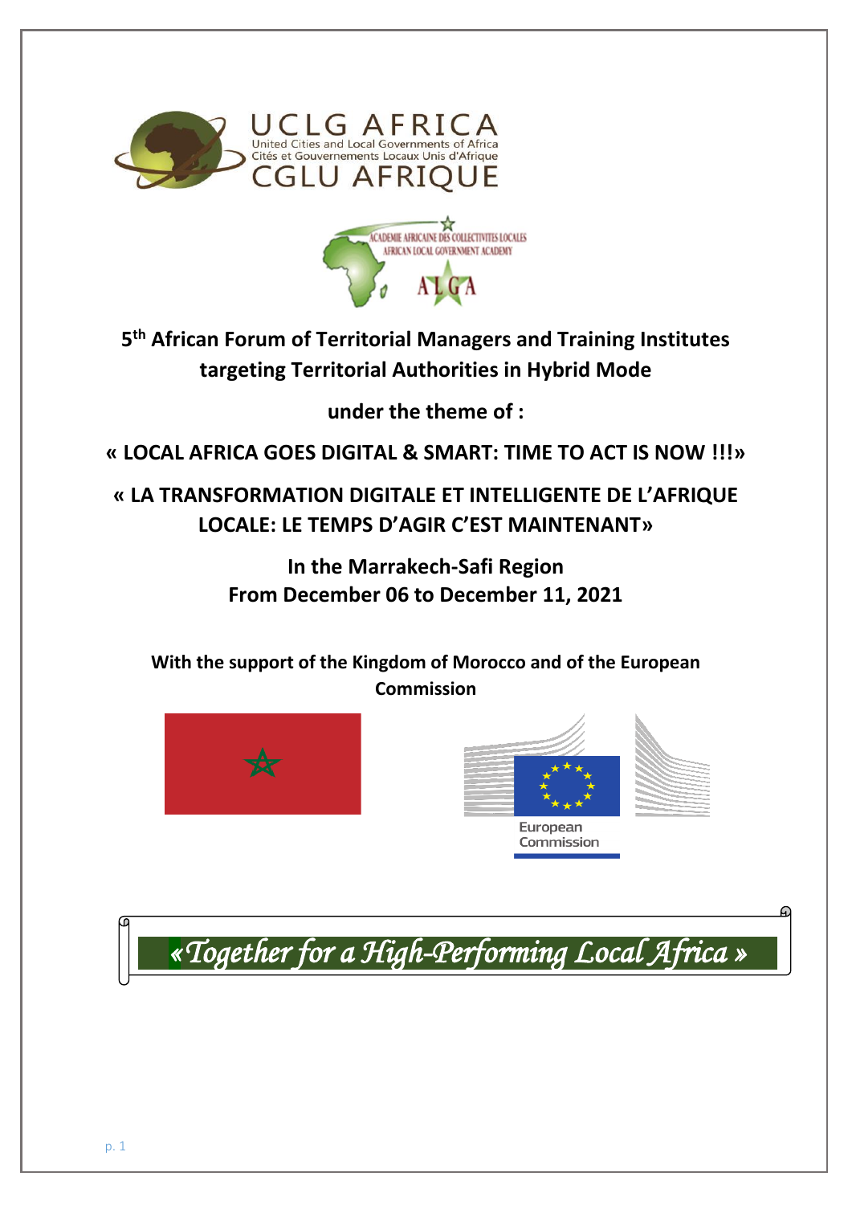UCLG AFRICA
United Cities and Local Governments of Africa
Cités et Gouvernements Locaux Unis d'Afrique
CGLU AFRIQUE

ACADEMIE AFRICAINE DES COLLECTIVITES LOCALES
AFRICAN LOCAL GOVERNMENT ACADEMY
ALGA

# 5th African Forum of Territorial Managers and Training Institutes targeting Territorial Authorities in Hybrid Mode

**under the theme of :**

## « LOCAL AFRICA GOES DIGITAL & SMART: TIME TO ACT IS NOW !!!»

## « LA TRANSFORMATION DIGITALE ET INTELLIGENTE DE L'AFRIQUE LOCALE: LE TEMPS D'AGIR C'EST MAINTENANT»

**In the Marrakech-Safi Region**
**From December 06 to December 11, 2021**

**With the support of the Kingdom of Morocco and of the European Commission**

European Commission

*« Together for a High-Performing Local Africa »*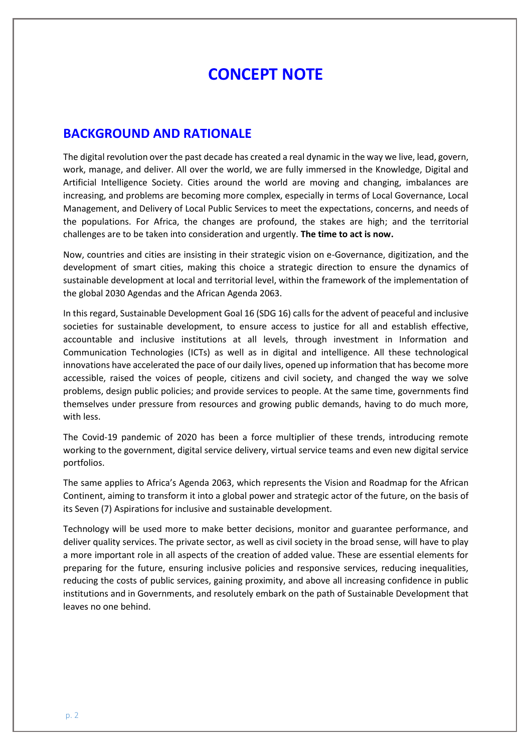# CONCEPT NOTE

## BACKGROUND AND RATIONALE

The digital revolution over the past decade has created a real dynamic in the way we live, lead, govern, work, manage, and deliver. All over the world, we are fully immersed in the Knowledge, Digital and Artificial Intelligence Society. Cities around the world are moving and changing, imbalances are increasing, and problems are becoming more complex, especially in terms of Local Governance, Local Management, and Delivery of Local Public Services to meet the expectations, concerns, and needs of the populations. For Africa, the changes are profound, the stakes are high; and the territorial challenges are to be taken into consideration and urgently. **The time to act is now.**

Now, countries and cities are insisting in their strategic vision on e-Governance, digitization, and the development of smart cities, making this choice a strategic direction to ensure the dynamics of sustainable development at local and territorial level, within the framework of the implementation of the global 2030 Agendas and the African Agenda 2063.

In this regard, Sustainable Development Goal 16 (SDG 16) calls for the advent of peaceful and inclusive societies for sustainable development, to ensure access to justice for all and establish effective, accountable and inclusive institutions at all levels, through investment in Information and Communication Technologies (ICTs) as well as in digital and intelligence. All these technological innovations have accelerated the pace of our daily lives, opened up information that has become more accessible, raised the voices of people, citizens and civil society, and changed the way we solve problems, design public policies; and provide services to people. At the same time, governments find themselves under pressure from resources and growing public demands, having to do much more, with less.

The Covid-19 pandemic of 2020 has been a force multiplier of these trends, introducing remote working to the government, digital service delivery, virtual service teams and even new digital service portfolios.

The same applies to Africa's Agenda 2063, which represents the Vision and Roadmap for the African Continent, aiming to transform it into a global power and strategic actor of the future, on the basis of its Seven (7) Aspirations for inclusive and sustainable development.

Technology will be used more to make better decisions, monitor and guarantee performance, and deliver quality services. The private sector, as well as civil society in the broad sense, will have to play a more important role in all aspects of the creation of added value. These are essential elements for preparing for the future, ensuring inclusive policies and responsive services, reducing inequalities, reducing the costs of public services, gaining proximity, and above all increasing confidence in public institutions and in Governments, and resolutely embark on the path of Sustainable Development that leaves no one behind.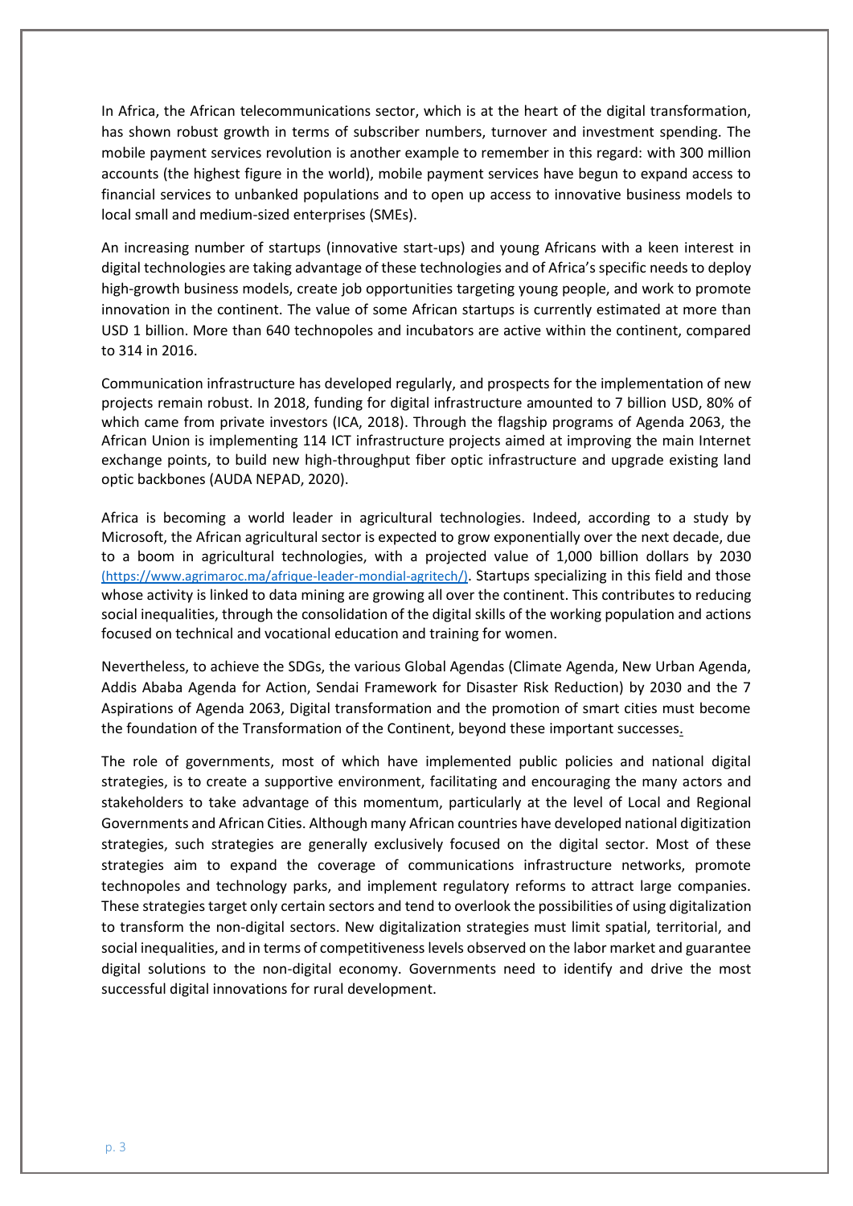In Africa, the African telecommunications sector, which is at the heart of the digital transformation, has shown robust growth in terms of subscriber numbers, turnover and investment spending. The mobile payment services revolution is another example to remember in this regard: with 300 million accounts (the highest figure in the world), mobile payment services have begun to expand access to financial services to unbanked populations and to open up access to innovative business models to local small and medium-sized enterprises (SMEs).

An increasing number of startups (innovative start-ups) and young Africans with a keen interest in digital technologies are taking advantage of these technologies and of Africa's specific needs to deploy high-growth business models, create job opportunities targeting young people, and work to promote innovation in the continent. The value of some African startups is currently estimated at more than USD 1 billion. More than 640 technopoles and incubators are active within the continent, compared to 314 in 2016.

Communication infrastructure has developed regularly, and prospects for the implementation of new projects remain robust. In 2018, funding for digital infrastructure amounted to 7 billion USD, 80% of which came from private investors (ICA, 2018). Through the flagship programs of Agenda 2063, the African Union is implementing 114 ICT infrastructure projects aimed at improving the main Internet exchange points, to build new high-throughput fiber optic infrastructure and upgrade existing land optic backbones (AUDA NEPAD, 2020).

Africa is becoming a world leader in agricultural technologies. Indeed, according to a study by Microsoft, the African agricultural sector is expected to grow exponentially over the next decade, due to a boom in agricultural technologies, with a projected value of 1,000 billion dollars by 2030 (https://www.agrimaroc.ma/afrique-leader-mondial-agritech/). Startups specializing in this field and those whose activity is linked to data mining are growing all over the continent. This contributes to reducing social inequalities, through the consolidation of the digital skills of the working population and actions focused on technical and vocational education and training for women.

Nevertheless, to achieve the SDGs, the various Global Agendas (Climate Agenda, New Urban Agenda, Addis Ababa Agenda for Action, Sendai Framework for Disaster Risk Reduction) by 2030 and the 7 Aspirations of Agenda 2063, Digital transformation and the promotion of smart cities must become the foundation of the Transformation of the Continent, beyond these important successes.

The role of governments, most of which have implemented public policies and national digital strategies, is to create a supportive environment, facilitating and encouraging the many actors and stakeholders to take advantage of this momentum, particularly at the level of Local and Regional Governments and African Cities. Although many African countries have developed national digitization strategies, such strategies are generally exclusively focused on the digital sector. Most of these strategies aim to expand the coverage of communications infrastructure networks, promote technopoles and technology parks, and implement regulatory reforms to attract large companies. These strategies target only certain sectors and tend to overlook the possibilities of using digitalization to transform the non-digital sectors. New digitalization strategies must limit spatial, territorial, and social inequalities, and in terms of competitiveness levels observed on the labor market and guarantee digital solutions to the non-digital economy. Governments need to identify and drive the most successful digital innovations for rural development.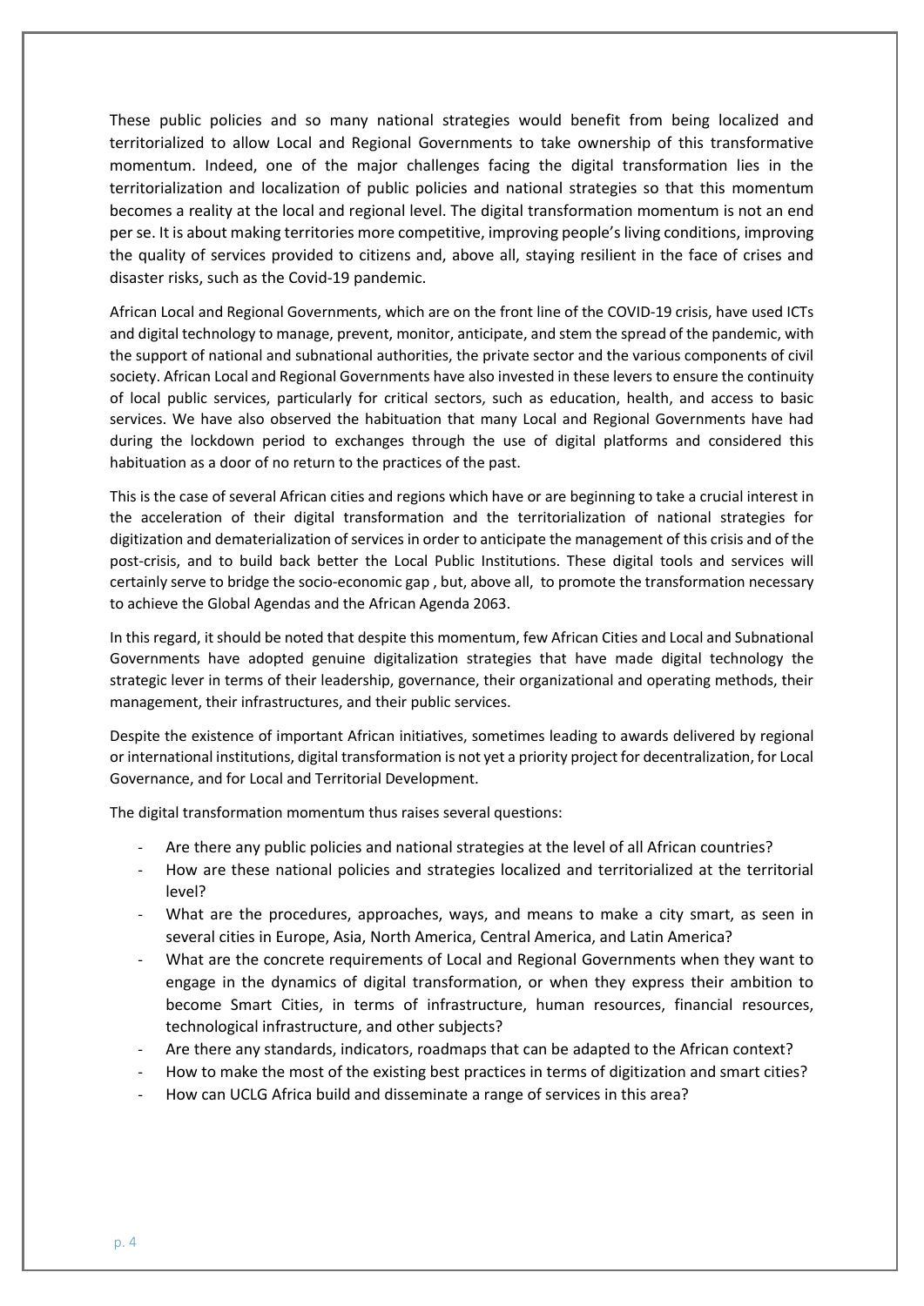These public policies and so many national strategies would benefit from being localized and territorialized to allow Local and Regional Governments to take ownership of this transformative momentum. Indeed, one of the major challenges facing the digital transformation lies in the territorialization and localization of public policies and national strategies so that this momentum becomes a reality at the local and regional level. The digital transformation momentum is not an end per se. It is about making territories more competitive, improving people's living conditions, improving the quality of services provided to citizens and, above all, staying resilient in the face of crises and disaster risks, such as the Covid-19 pandemic.

African Local and Regional Governments, which are on the front line of the COVID-19 crisis, have used ICTs and digital technology to manage, prevent, monitor, anticipate, and stem the spread of the pandemic, with the support of national and subnational authorities, the private sector and the various components of civil society. African Local and Regional Governments have also invested in these levers to ensure the continuity of local public services, particularly for critical sectors, such as education, health, and access to basic services. We have also observed the habituation that many Local and Regional Governments have had during the lockdown period to exchanges through the use of digital platforms and considered this habituation as a door of no return to the practices of the past.

This is the case of several African cities and regions which have or are beginning to take a crucial interest in the acceleration of their digital transformation and the territorialization of national strategies for digitization and dematerialization of services in order to anticipate the management of this crisis and of the post-crisis, and to build back better the Local Public Institutions. These digital tools and services will certainly serve to bridge the socio-economic gap , but, above all, to promote the transformation necessary to achieve the Global Agendas and the African Agenda 2063.

In this regard, it should be noted that despite this momentum, few African Cities and Local and Subnational Governments have adopted genuine digitalization strategies that have made digital technology the strategic lever in terms of their leadership, governance, their organizational and operating methods, their management, their infrastructures, and their public services.

Despite the existence of important African initiatives, sometimes leading to awards delivered by regional or international institutions, digital transformation is not yet a priority project for decentralization, for Local Governance, and for Local and Territorial Development.

The digital transformation momentum thus raises several questions:

- Are there any public policies and national strategies at the level of all African countries?
- How are these national policies and strategies localized and territorialized at the territorial level?
- What are the procedures, approaches, ways, and means to make a city smart, as seen in several cities in Europe, Asia, North America, Central America, and Latin America?
- What are the concrete requirements of Local and Regional Governments when they want to engage in the dynamics of digital transformation, or when they express their ambition to become Smart Cities, in terms of infrastructure, human resources, financial resources, technological infrastructure, and other subjects?
- Are there any standards, indicators, roadmaps that can be adapted to the African context?
- How to make the most of the existing best practices in terms of digitization and smart cities?
- How can UCLG Africa build and disseminate a range of services in this area?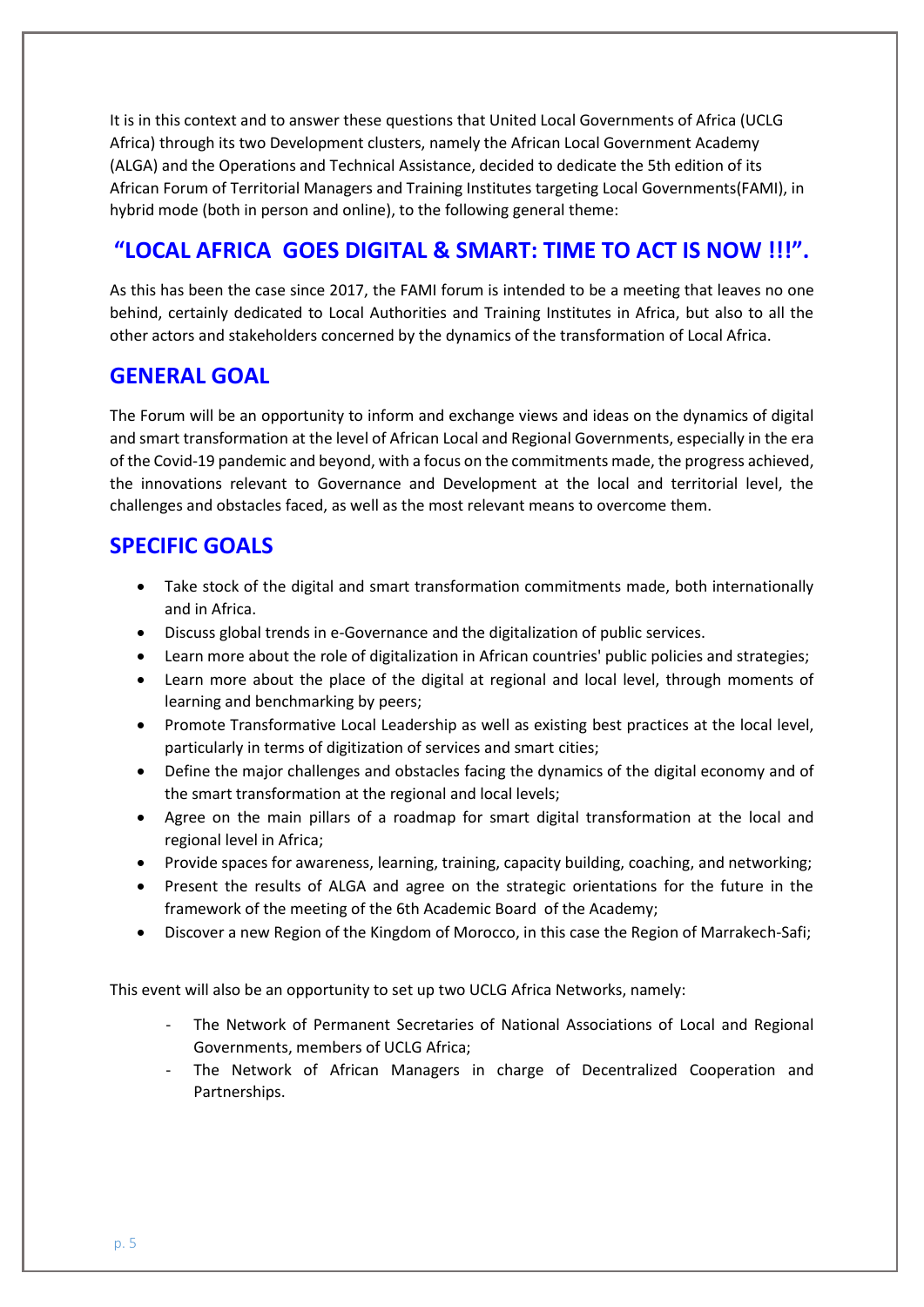It is in this context and to answer these questions that United Local Governments of Africa (UCLG Africa) through its two Development clusters, namely the African Local Government Academy (ALGA) and the Operations and Technical Assistance, decided to dedicate the 5th edition of its African Forum of Territorial Managers and Training Institutes targeting Local Governments(FAMI), in hybrid mode (both in person and online), to the following general theme:

## “LOCAL AFRICA GOES DIGITAL & SMART: TIME TO ACT IS NOW !!!”.

As this has been the case since 2017, the FAMI forum is intended to be a meeting that leaves no one behind, certainly dedicated to Local Authorities and Training Institutes in Africa, but also to all the other actors and stakeholders concerned by the dynamics of the transformation of Local Africa.

## GENERAL GOAL

The Forum will be an opportunity to inform and exchange views and ideas on the dynamics of digital and smart transformation at the level of African Local and Regional Governments, especially in the era of the Covid-19 pandemic and beyond, with a focus on the commitments made, the progress achieved, the innovations relevant to Governance and Development at the local and territorial level, the challenges and obstacles faced, as well as the most relevant means to overcome them.

## SPECIFIC GOALS

- Take stock of the digital and smart transformation commitments made, both internationally and in Africa.
- Discuss global trends in e-Governance and the digitalization of public services.
- Learn more about the role of digitalization in African countries' public policies and strategies;
- Learn more about the place of the digital at regional and local level, through moments of learning and benchmarking by peers;
- Promote Transformative Local Leadership as well as existing best practices at the local level, particularly in terms of digitization of services and smart cities;
- Define the major challenges and obstacles facing the dynamics of the digital economy and of the smart transformation at the regional and local levels;
- Agree on the main pillars of a roadmap for smart digital transformation at the local and regional level in Africa;
- Provide spaces for awareness, learning, training, capacity building, coaching, and networking;
- Present the results of ALGA and agree on the strategic orientations for the future in the framework of the meeting of the 6th Academic Board of the Academy;
- Discover a new Region of the Kingdom of Morocco, in this case the Region of Marrakech-Safi;

This event will also be an opportunity to set up two UCLG Africa Networks, namely:

- The Network of Permanent Secretaries of National Associations of Local and Regional Governments, members of UCLG Africa;
- The Network of African Managers in charge of Decentralized Cooperation and Partnerships.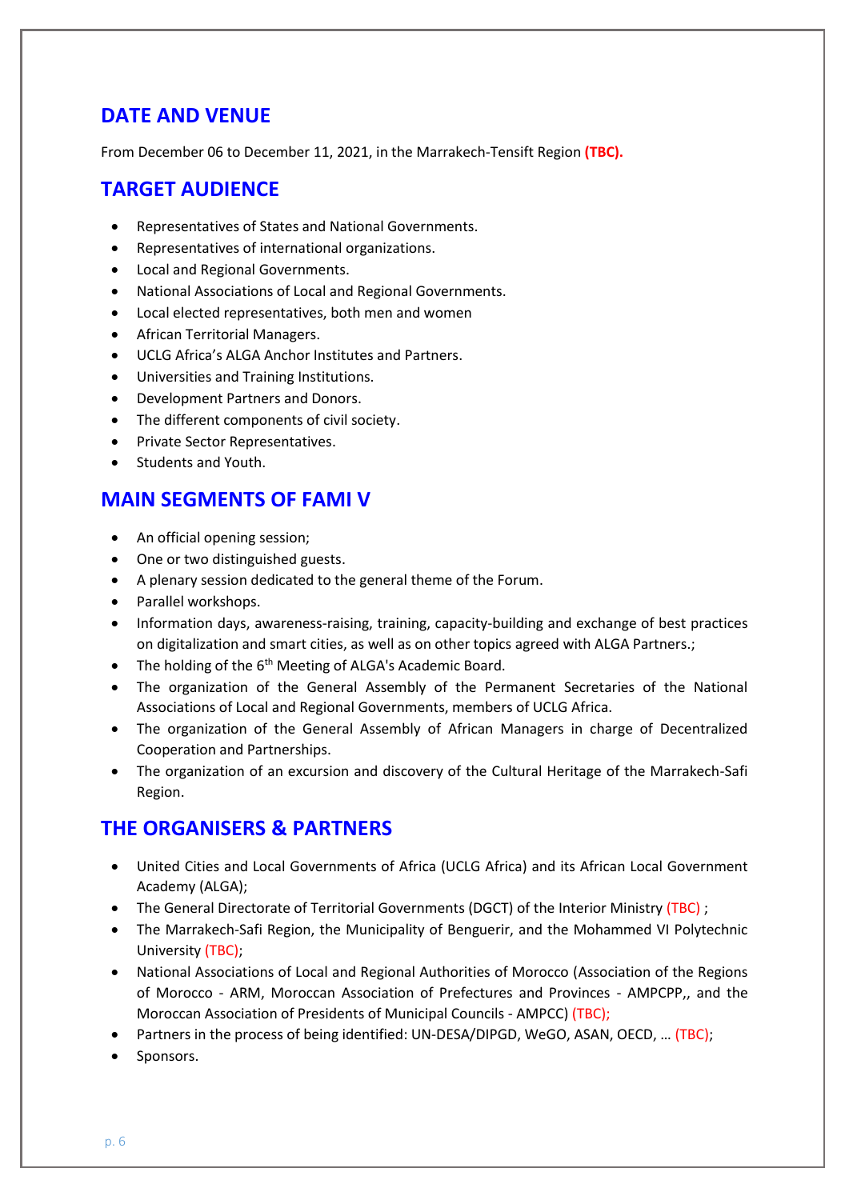## DATE AND VENUE

From December 06 to December 11, 2021, in the Marrakech-Tensift Region **(TBC).**

## TARGET AUDIENCE

- Representatives of States and National Governments.
- Representatives of international organizations.
- Local and Regional Governments.
- National Associations of Local and Regional Governments.
- Local elected representatives, both men and women
- African Territorial Managers.
- UCLG Africa's ALGA Anchor Institutes and Partners.
- Universities and Training Institutions.
- Development Partners and Donors.
- The different components of civil society.
- Private Sector Representatives.
- Students and Youth.

## MAIN SEGMENTS OF FAMI V

- An official opening session;
- One or two distinguished guests.
- A plenary session dedicated to the general theme of the Forum.
- Parallel workshops.
- Information days, awareness-raising, training, capacity-building and exchange of best practices on digitalization and smart cities, as well as on other topics agreed with ALGA Partners.;
- The holding of the 6th Meeting of ALGA's Academic Board.
- The organization of the General Assembly of the Permanent Secretaries of the National Associations of Local and Regional Governments, members of UCLG Africa.
- The organization of the General Assembly of African Managers in charge of Decentralized Cooperation and Partnerships.
- The organization of an excursion and discovery of the Cultural Heritage of the Marrakech-Safi Region.

## THE ORGANISERS & PARTNERS

- United Cities and Local Governments of Africa (UCLG Africa) and its African Local Government Academy (ALGA);
- The General Directorate of Territorial Governments (DGCT) of the Interior Ministry (TBC) ;
- The Marrakech-Safi Region, the Municipality of Benguerir, and the Mohammed VI Polytechnic University (TBC);
- National Associations of Local and Regional Authorities of Morocco (Association of the Regions of Morocco - ARM, Moroccan Association of Prefectures and Provinces - AMPCPP,, and the Moroccan Association of Presidents of Municipal Councils - AMPCC) (TBC);
- Partners in the process of being identified: UN-DESA/DIPGD, WeGO, ASAN, OECD, … (TBC);
- Sponsors.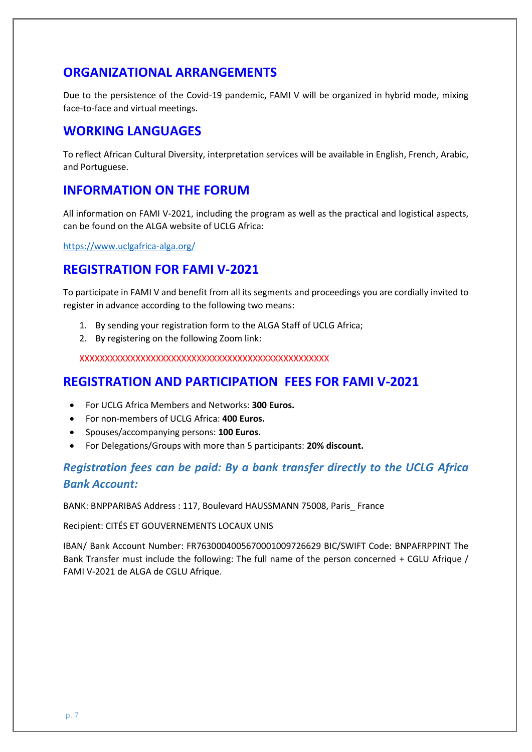## ORGANIZATIONAL ARRANGEMENTS

Due to the persistence of the Covid-19 pandemic, FAMI V will be organized in hybrid mode, mixing face-to-face and virtual meetings.

## WORKING LANGUAGES

To reflect African Cultural Diversity, interpretation services will be available in English, French, Arabic, and Portuguese.

## INFORMATION ON THE FORUM

All information on FAMI V-2021, including the program as well as the practical and logistical aspects, can be found on the ALGA website of UCLG Africa:

https://www.uclgafrica-alga.org/

## REGISTRATION FOR FAMI V-2021

To participate in FAMI V and benefit from all its segments and proceedings you are cordially invited to register in advance according to the following two means:

1. By sending your registration form to the ALGA Staff of UCLG Africa;
2. By registering on the following Zoom link:

XXXXXXXXXXXXXXXXXXXXXXXXXXXXXXXXXXXXXXXXXXXXXXXXXX

## REGISTRATION AND PARTICIPATION FEES FOR FAMI V-2021

- For UCLG Africa Members and Networks: **300 Euros.**
- For non-members of UCLG Africa: **400 Euros.**
- Spouses/accompanying persons: **100 Euros.**
- For Delegations/Groups with more than 5 participants: **20% discount.**

### *Registration fees can be paid: By a bank transfer directly to the UCLG Africa Bank Account:*

BANK: BNPPARIBAS Address : 117, Boulevard HAUSSMANN 75008, Paris_ France

Recipient: CITÉS ET GOUVERNEMENTS LOCAUX UNIS

IBAN/ Bank Account Number: FR7630004005670001009726629 BIC/SWIFT Code: BNPAFRPPINT The Bank Transfer must include the following: The full name of the person concerned + CGLU Afrique / FAMI V-2021 de ALGA de CGLU Afrique.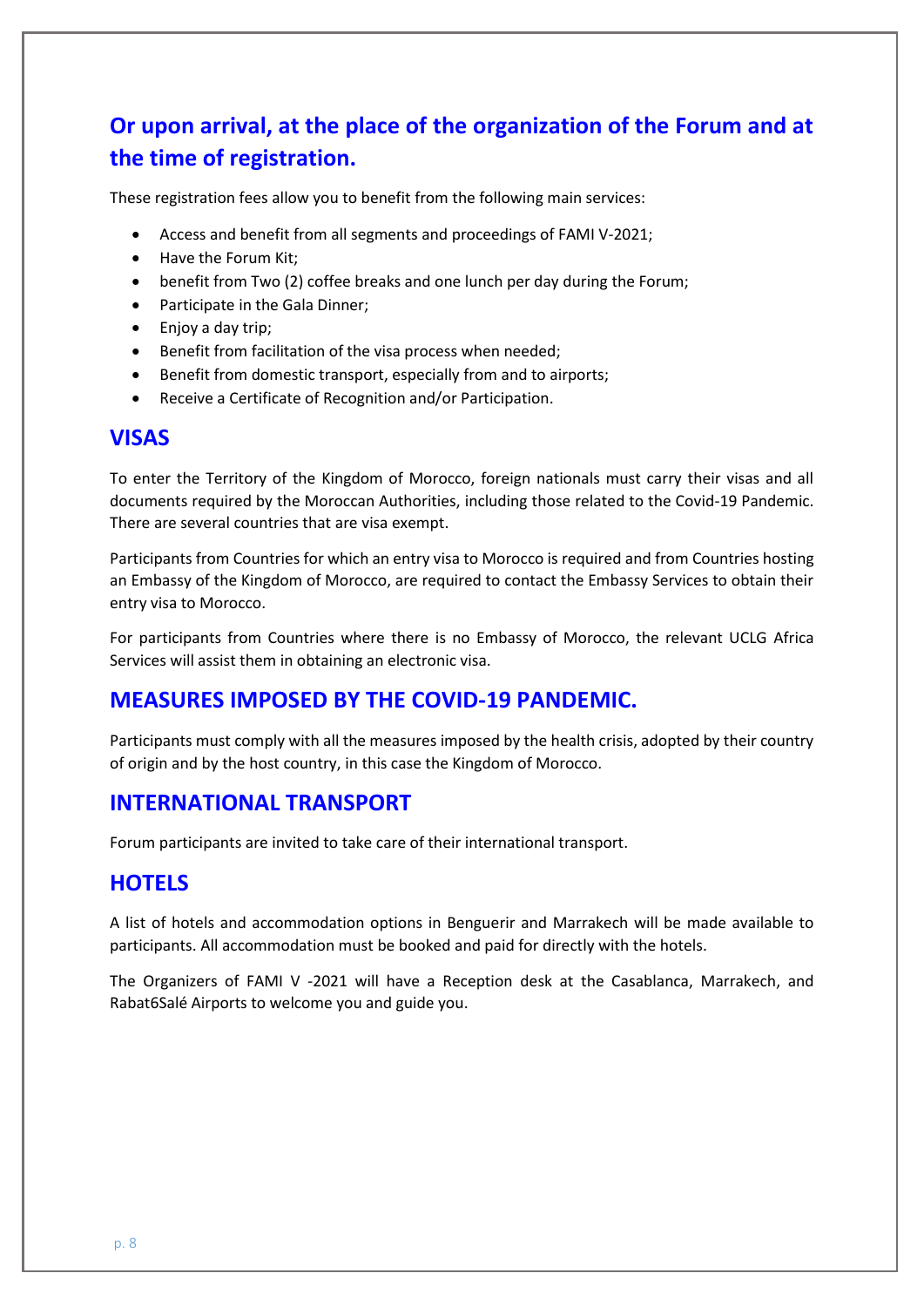## Or upon arrival, at the place of the organization of the Forum and at the time of registration.

These registration fees allow you to benefit from the following main services:

- Access and benefit from all segments and proceedings of FAMI V-2021;
- Have the Forum Kit;
- benefit from Two (2) coffee breaks and one lunch per day during the Forum;
- Participate in the Gala Dinner;
- Enjoy a day trip;
- Benefit from facilitation of the visa process when needed;
- Benefit from domestic transport, especially from and to airports;
- Receive a Certificate of Recognition and/or Participation.

## VISAS

To enter the Territory of the Kingdom of Morocco, foreign nationals must carry their visas and all documents required by the Moroccan Authorities, including those related to the Covid-19 Pandemic. There are several countries that are visa exempt.

Participants from Countries for which an entry visa to Morocco is required and from Countries hosting an Embassy of the Kingdom of Morocco, are required to contact the Embassy Services to obtain their entry visa to Morocco.

For participants from Countries where there is no Embassy of Morocco, the relevant UCLG Africa Services will assist them in obtaining an electronic visa.

## MEASURES IMPOSED BY THE COVID-19 PANDEMIC.

Participants must comply with all the measures imposed by the health crisis, adopted by their country of origin and by the host country, in this case the Kingdom of Morocco.

## INTERNATIONAL TRANSPORT

Forum participants are invited to take care of their international transport.

## HOTELS

A list of hotels and accommodation options in Benguerir and Marrakech will be made available to participants. All accommodation must be booked and paid for directly with the hotels.

The Organizers of FAMI V -2021 will have a Reception desk at the Casablanca, Marrakech, and Rabat6Salé Airports to welcome you and guide you.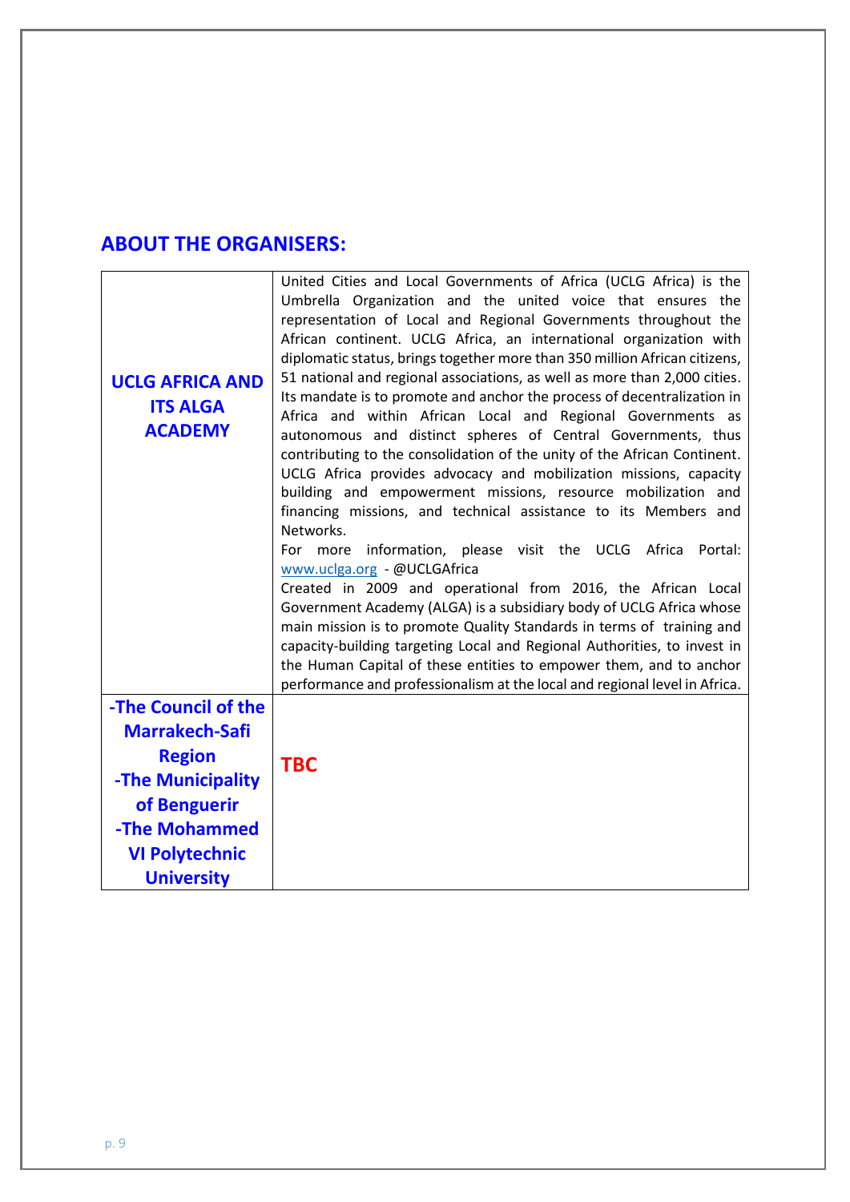## ABOUT THE ORGANISERS:

| | |
|---|---|
| **UCLG AFRICA AND ITS ALGA ACADEMY** | United Cities and Local Governments of Africa (UCLG Africa) is the Umbrella Organization and the united voice that ensures the representation of Local and Regional Governments throughout the African continent. UCLG Africa, an international organization with diplomatic status, brings together more than 350 million African citizens, 51 national and regional associations, as well as more than 2,000 cities. Its mandate is to promote and anchor the process of decentralization in Africa and within African Local and Regional Governments as autonomous and distinct spheres of Central Governments, thus contributing to the consolidation of the unity of the African Continent. UCLG Africa provides advocacy and mobilization missions, capacity building and empowerment missions, resource mobilization and financing missions, and technical assistance to its Members and Networks.<br>For more information, please visit the UCLG Africa Portal: [www.uclga.org](http://www.uclga.org) - @UCLGAfrica<br>Created in 2009 and operational from 2016, the African Local Government Academy (ALGA) is a subsidiary body of UCLG Africa whose main mission is to promote Quality Standards in terms of training and capacity-building targeting Local and Regional Authorities, to invest in the Human Capital of these entities to empower them, and to anchor performance and professionalism at the local and regional level in Africa. |
| **-The Council of the Marrakech-Safi Region**<br>**-The Municipality of Benguerir**<br>**-The Mohammed VI Polytechnic University** | **TBC** |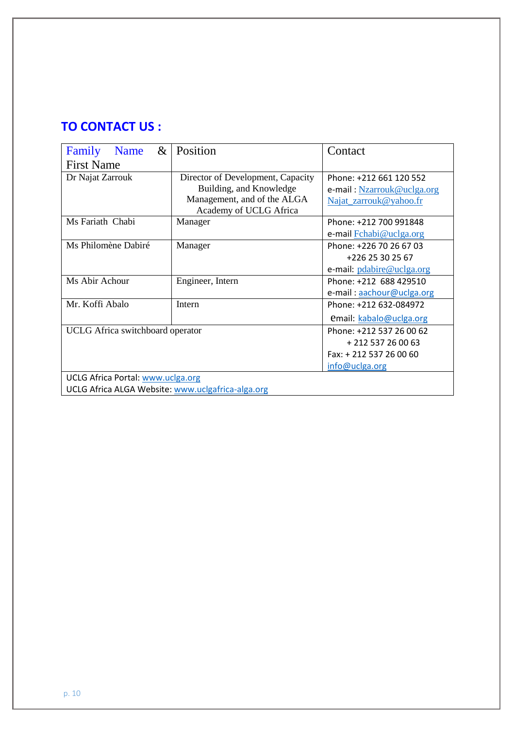## TO CONTACT US :

| Family Name & First Name | Position | Contact |
|---|---|---|
| Dr Najat Zarrouk | Director of Development, Capacity Building, and Knowledge Management, and of the ALGA Academy of UCLG Africa | Phone: +212 661 120 552<br>e-mail : Nzarrouk@uclga.org<br>Najat_zarrouk@yahoo.fr |
| Ms Fariath Chabi | Manager | Phone: +212 700 991848<br>e-mail Fchabi@uclga.org |
| Ms Philomène Dabiré | Manager | Phone: +226 70 26 67 03<br>+226 25 30 25 67<br>e-mail: pdabire@uclga.org |
| Ms Abir Achour | Engineer, Intern | Phone: +212 688 429510<br>e-mail : aachour@uclga.org |
| Mr. Koffi Abalo | Intern | Phone: +212 632-084972<br>email: kabalo@uclga.org |
| UCLG Africa switchboard operator | | Phone: +212 537 26 00 62<br>+ 212 537 26 00 63<br>Fax: + 212 537 26 00 60<br>info@uclga.org |
| UCLG Africa Portal: www.uclga.org<br>UCLG Africa ALGA Website: www.uclgafrica-alga.org | | |